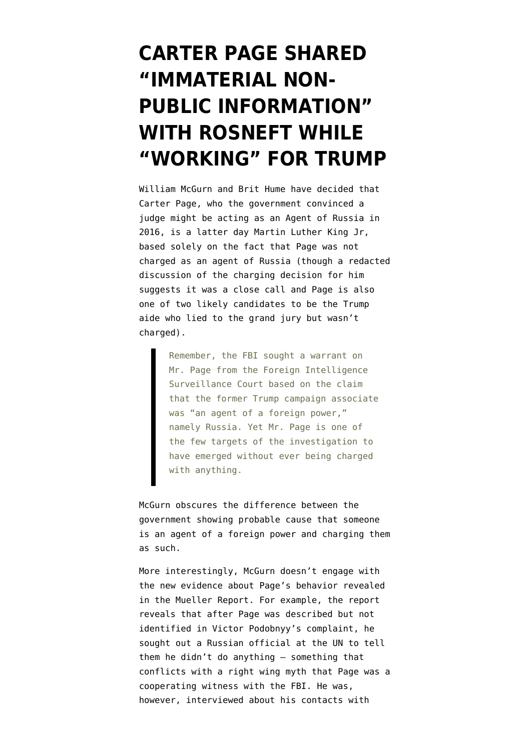# CARTER PAGE SHARED "IMMATERIAL NON-PUBLIC INFORMATION" WITH ROSNEFT WHILE "WORKING" FOR TRUMP

William McGurn and Brit Hume have decided that Carter Page, who the government convinced a judge might be acting as an Agent of Russia in 2016, is a latter day Martin Luther King Jr, based solely on the fact that Page was not charged as an agent of Russia (though a redacted discussion of the charging decision for him suggests it was a close call and Page is also one of two likely candidates to be the Trump aide who lied to the grand jury but wasn't charged).

> Remember, the FBI sought a warrant on Mr. Page from the Foreign Intelligence Surveillance Court based on the claim that the former Trump campaign associate was "an agent of a foreign power," namely Russia. Yet Mr. Page is one of the few targets of the investigation to have emerged without ever being charged with anything.

McGurn obscures the difference between the government showing probable cause that someone is an agent of a foreign power and charging them as such.

More interestingly, McGurn doesn't engage with the new evidence about Page's behavior revealed in the Mueller Report. For example, the report reveals that after Page was described but not identified in Victor Podobnyy's complaint, he sought out a Russian official at the UN to tell them he didn't do anything — something that conflicts with a right wing myth that Page was a cooperating witness with the FBI. He was, however, interviewed about his contacts with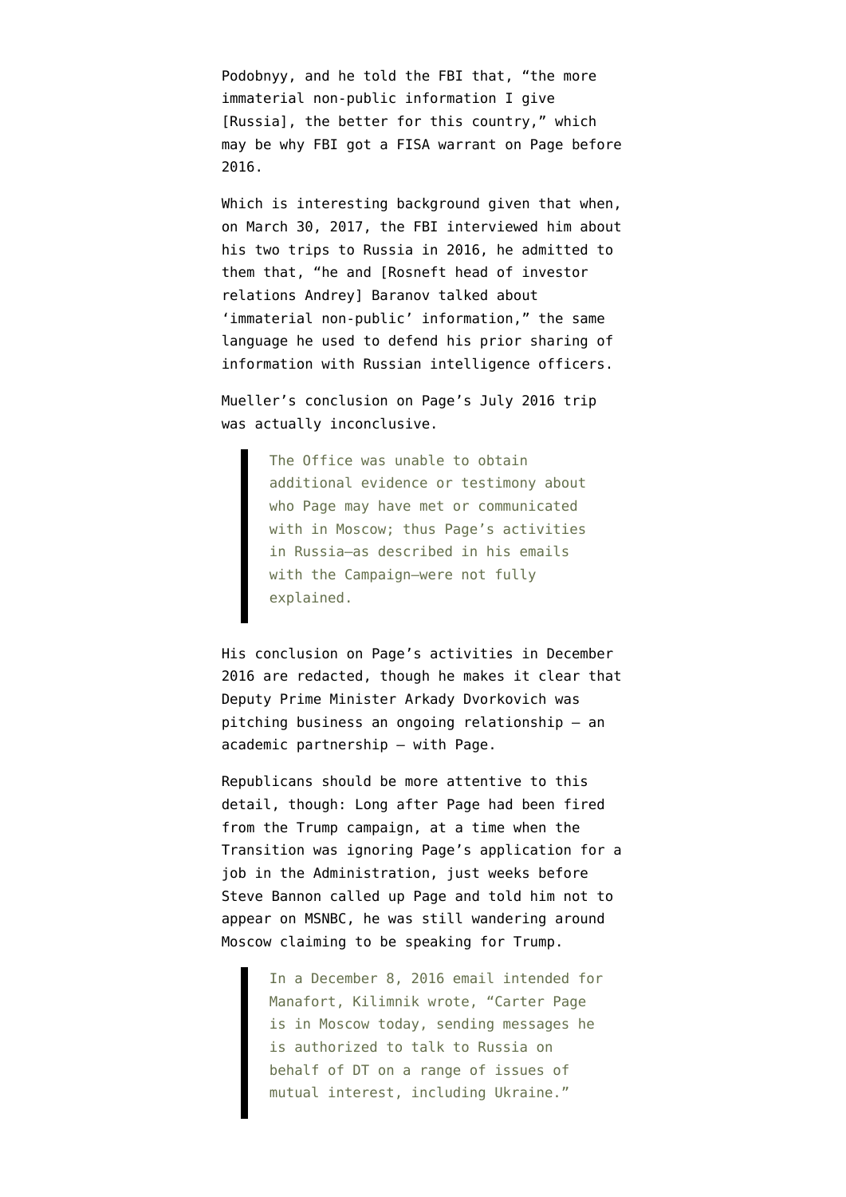Podobnyy, and he told the FBI that, "the more immaterial non-public information I give [Russia], the better for this country," which may be why FBI got a FISA warrant on Page before 2016.

Which is interesting background given that when, on March 30, 2017, the FBI interviewed him about his two trips to Russia in 2016, he admitted to them that, "he and [Rosneft head of investor relations Andrey] Baranov talked about 'immaterial non-public' information," the same language he used to defend his prior sharing of information with Russian intelligence officers.

Mueller's conclusion on Page's July 2016 trip was actually inconclusive.

> The Office was unable to obtain additional evidence or testimony about who Page may have met or communicated with in Moscow; thus Page's activities in Russia—as described in his emails with the Campaign—were not fully explained.

His conclusion on Page's activities in December 2016 are redacted, though he makes it clear that Deputy Prime Minister Arkady Dvorkovich was pitching business an ongoing relationship — an academic partnership — with Page.

Republicans should be more attentive to this detail, though: Long after Page had been fired from the Trump campaign, at a time when the Transition was ignoring Page's application for a job in the Administration, just weeks before Steve Bannon called up Page and told him not to appear on MSNBC, he was still wandering around Moscow claiming to be speaking for Trump.

> In a December 8, 2016 email intended for Manafort, Kilimnik wrote, "Carter Page is in Moscow today, sending messages he is authorized to talk to Russia on behalf of DT on a range of issues of mutual interest, including Ukraine."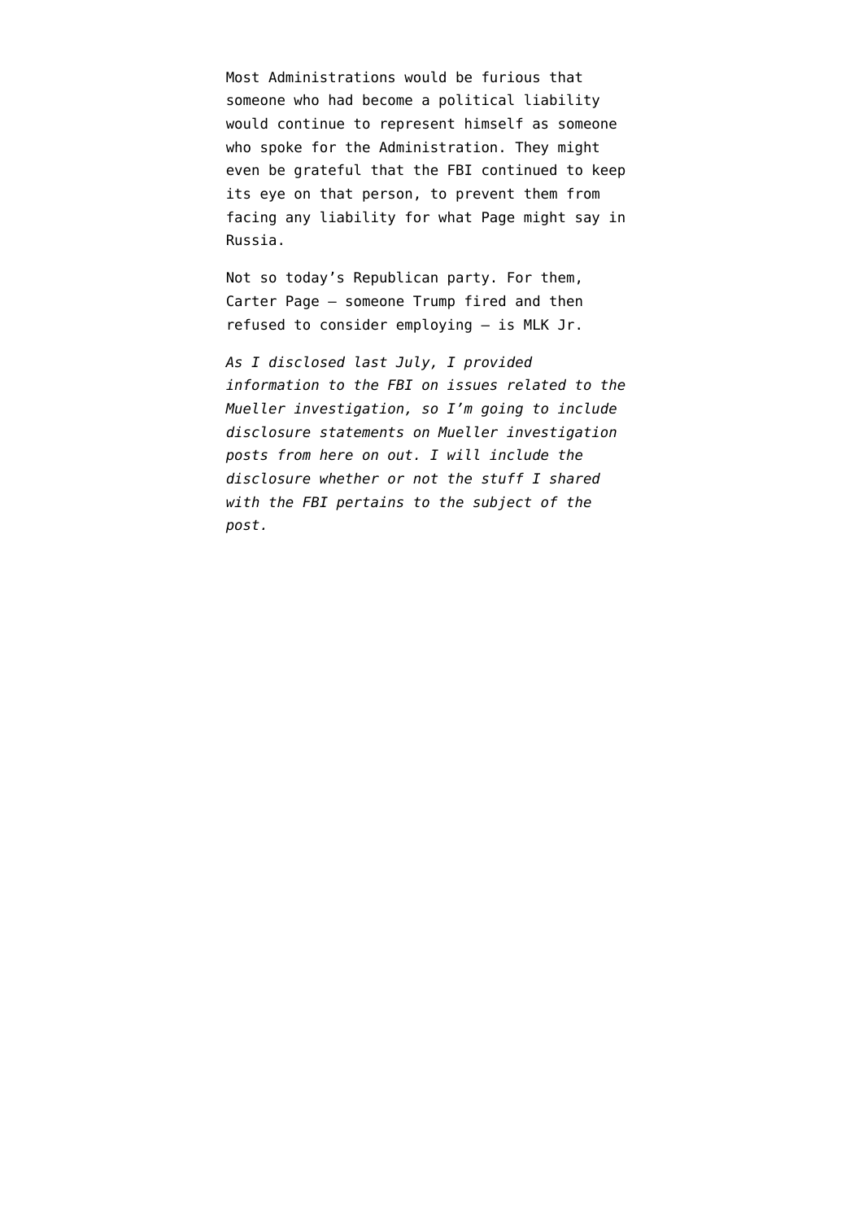Most Administrations would be furious that someone who had become a political liability would continue to represent himself as someone who spoke for the Administration. They might even be grateful that the FBI continued to keep its eye on that person, to prevent them from facing any liability for what Page might say in Russia.

Not so today's Republican party. For them, Carter Page — someone Trump fired and then refused to consider employing — is MLK Jr.

*As I disclosed last July, I provided information to the FBI on issues related to the Mueller investigation, so I'm going to include disclosure statements on Mueller investigation posts from here on out. I will include the disclosure whether or not the stuff I shared with the FBI pertains to the subject of the post.*